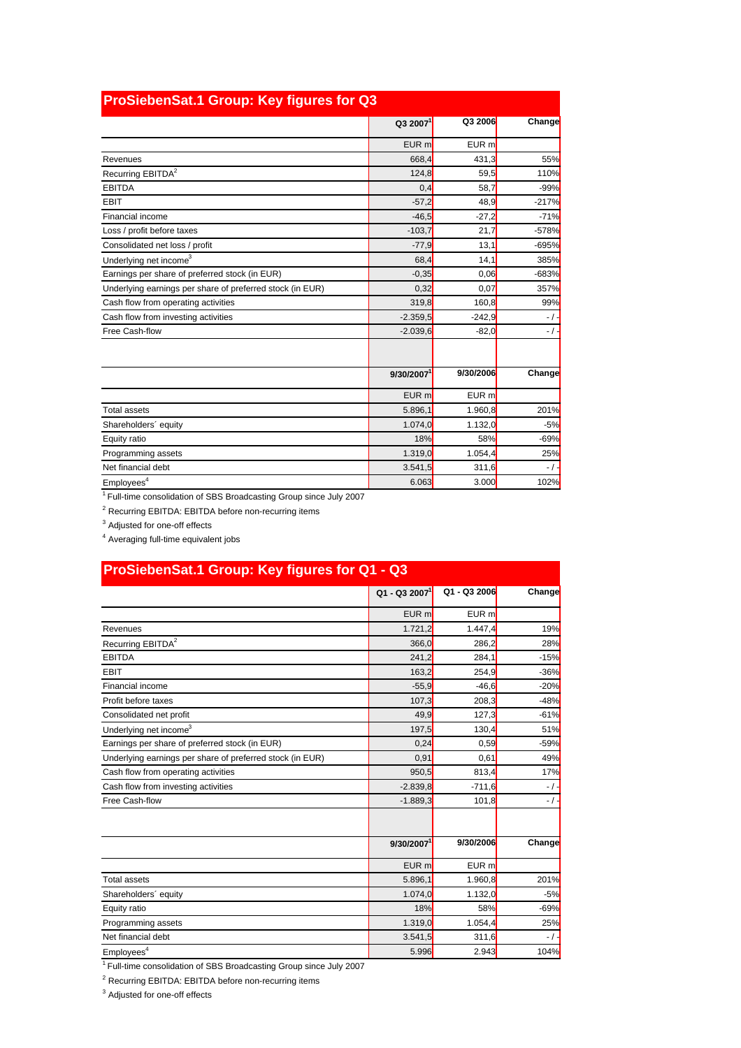## ProSiebenSat.1 Group: Key figures for Q3

| | Q3 2007[1] | Q3 2006 | Change |
|---|---|---|---|
| | EUR m | EUR m | |
| Revenues | 668,4 | 431,3 | 55% |
| Recurring EBITDA[2] | 124,8 | 59,5 | 110% |
| EBITDA | 0,4 | 58,7 | -99% |
| EBIT | -57,2 | 48,9 | -217% |
| Financial income | -46,5 | -27,2 | -71% |
| Loss / profit before taxes | -103,7 | 21,7 | -578% |
| Consolidated net loss / profit | -77,9 | 13,1 | -695% |
| Underlying net income[3] | 68,4 | 14,1 | 385% |
| Earnings per share of preferred stock (in EUR) | -0,35 | 0,06 | -683% |
| Underlying earnings per share of preferred stock (in EUR) | 0,32 | 0,07 | 357% |
| Cash flow from operating activities | 319,8 | 160,8 | 99% |
| Cash flow from investing activities | -2.359,5 | -242,9 | - / - |
| Free Cash-flow | -2.039,6 | -82,0 | - / - |

| | 9/30/2007[1] | 9/30/2006 | Change |
|---|---|---|---|
| | EUR m | EUR m | |
| Total assets | 5.896,1 | 1.960,8 | 201% |
| Shareholders´ equity | 1.074,0 | 1.132,0 | -5% |
| Equity ratio | 18% | 58% | -69% |
| Programming assets | 1.319,0 | 1.054,4 | 25% |
| Net financial debt | 3.541,5 | 311,6 | - / - |
| Employees[4] | 6.063 | 3.000 | 102% |

[1] Full-time consolidation of SBS Broadcasting Group since July 2007

[2] Recurring EBITDA: EBITDA before non-recurring items

[3] Adjusted for one-off effects

[4] Averaging full-time equivalent jobs

## ProSiebenSat.1 Group: Key figures for Q1 - Q3

| | Q1 - Q3 2007[1] | Q1 - Q3 2006 | Change |
|---|---|---|---|
| | EUR m | EUR m | |
| Revenues | 1.721,2 | 1.447,4 | 19% |
| Recurring EBITDA[2] | 366,0 | 286,2 | 28% |
| EBITDA | 241,2 | 284,1 | -15% |
| EBIT | 163,2 | 254,9 | -36% |
| Financial income | -55,9 | -46,6 | -20% |
| Profit before taxes | 107,3 | 208,3 | -48% |
| Consolidated net profit | 49,9 | 127,3 | -61% |
| Underlying net income[3] | 197,5 | 130,4 | 51% |
| Earnings per share of preferred stock (in EUR) | 0,24 | 0,59 | -59% |
| Underlying earnings per share of preferred stock (in EUR) | 0,91 | 0,61 | 49% |
| Cash flow from operating activities | 950,5 | 813,4 | 17% |
| Cash flow from investing activities | -2.839,8 | -711,6 | - / - |
| Free Cash-flow | -1.889,3 | 101,8 | - / - |

| | 9/30/2007[1] | 9/30/2006 | Change |
|---|---|---|---|
| | EUR m | EUR m | |
| Total assets | 5.896,1 | 1.960,8 | 201% |
| Shareholders´ equity | 1.074,0 | 1.132,0 | -5% |
| Equity ratio | 18% | 58% | -69% |
| Programming assets | 1.319,0 | 1.054,4 | 25% |
| Net financial debt | 3.541,5 | 311,6 | - / - |
| Employees[4] | 5.996 | 2.943 | 104% |

[1] Full-time consolidation of SBS Broadcasting Group since July 2007

[2] Recurring EBITDA: EBITDA before non-recurring items

[3] Adjusted for one-off effects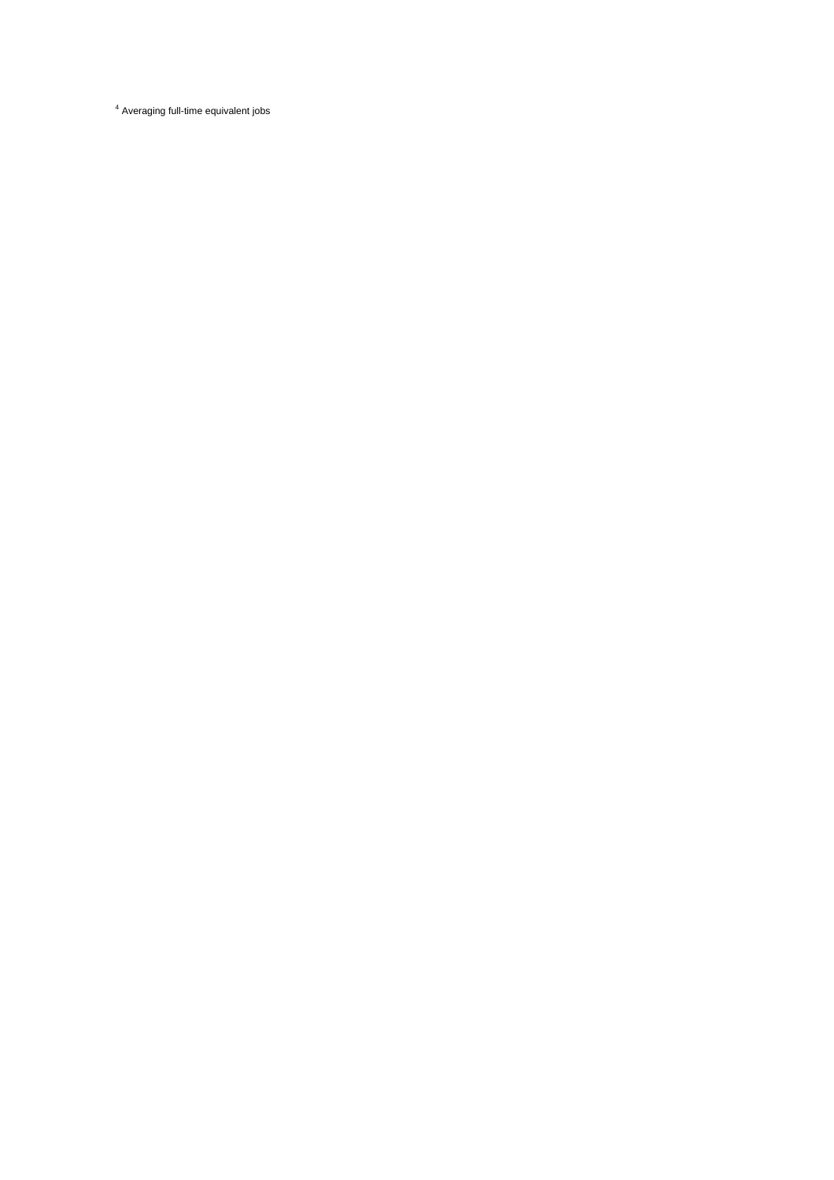[4] Averaging full-time equivalent jobs